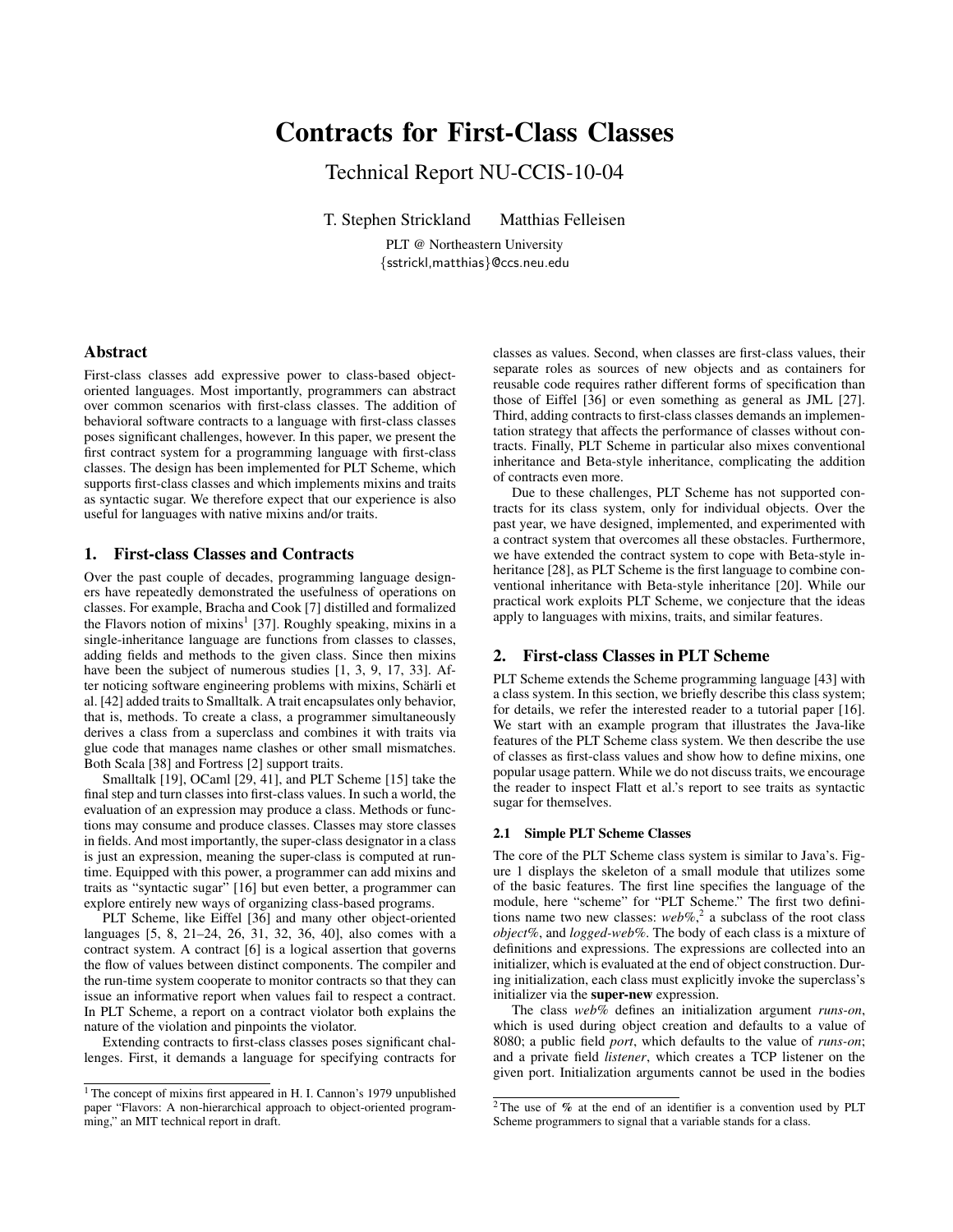# Contracts for First-Class Classes

Technical Report NU-CCIS-10-04

T. Stephen Strickland  Matthias Felleisen

PLT @ Northeastern University
{sstrickl,matthias}@ccs.neu.edu

## Abstract

First-class classes add expressive power to class-based object-oriented languages. Most importantly, programmers can abstract over common scenarios with first-class classes. The addition of behavioral software contracts to a language with first-class classes poses significant challenges, however. In this paper, we present the first contract system for a programming language with first-class classes. The design has been implemented for PLT Scheme, which supports first-class classes and which implements mixins and traits as syntactic sugar. We therefore expect that our experience is also useful for languages with native mixins and/or traits.

## 1. First-class Classes and Contracts

Over the past couple of decades, programming language designers have repeatedly demonstrated the usefulness of operations on classes. For example, Bracha and Cook [7] distilled and formalized the Flavors notion of mixins[1] [37]. Roughly speaking, mixins in a single-inheritance language are functions from classes to classes, adding fields and methods to the given class. Since then mixins have been the subject of numerous studies [1, 3, 9, 17, 33]. After noticing software engineering problems with mixins, Schärli et al. [42] added traits to Smalltalk. A trait encapsulates only behavior, that is, methods. To create a class, a programmer simultaneously derives a class from a superclass and combines it with traits via glue code that manages name clashes or other small mismatches. Both Scala [38] and Fortress [2] support traits.

Smalltalk [19], OCaml [29, 41], and PLT Scheme [15] take the final step and turn classes into first-class values. In such a world, the evaluation of an expression may produce a class. Methods or functions may consume and produce classes. Classes may store classes in fields. And most importantly, the super-class designator in a class is just an expression, meaning the super-class is computed at runtime. Equipped with this power, a programmer can add mixins and traits as "syntactic sugar" [16] but even better, a programmer can explore entirely new ways of organizing class-based programs.

PLT Scheme, like Eiffel [36] and many other object-oriented languages [5, 8, 21–24, 26, 31, 32, 36, 40], also comes with a contract system. A contract [6] is a logical assertion that governs the flow of values between distinct components. The compiler and the run-time system cooperate to monitor contracts so that they can issue an informative report when values fail to respect a contract. In PLT Scheme, a report on a contract violator both explains the nature of the violation and pinpoints the violator.

Extending contracts to first-class classes poses significant challenges. First, it demands a language for specifying contracts for classes as values. Second, when classes are first-class values, their separate roles as sources of new objects and as containers for reusable code requires rather different forms of specification than those of Eiffel [36] or even something as general as JML [27]. Third, adding contracts to first-class classes demands an implementation strategy that affects the performance of classes without contracts. Finally, PLT Scheme in particular also mixes conventional inheritance and Beta-style inheritance, complicating the addition of contracts even more.

Due to these challenges, PLT Scheme has not supported contracts for its class system, only for individual objects. Over the past year, we have designed, implemented, and experimented with a contract system that overcomes all these obstacles. Furthermore, we have extended the contract system to cope with Beta-style inheritance [28], as PLT Scheme is the first language to combine conventional inheritance with Beta-style inheritance [20]. While our practical work exploits PLT Scheme, we conjecture that the ideas apply to languages with mixins, traits, and similar features.

[1] The concept of mixins first appeared in H. I. Cannon's 1979 unpublished paper "Flavors: A non-hierarchical approach to object-oriented programming," an MIT technical report in draft.

## 2. First-class Classes in PLT Scheme

PLT Scheme extends the Scheme programming language [43] with a class system. In this section, we briefly describe this class system; for details, we refer the interested reader to a tutorial paper [16]. We start with an example program that illustrates the Java-like features of the PLT Scheme class system. We then describe the use of classes as first-class values and show how to define mixins, one popular usage pattern. While we do not discuss traits, we encourage the reader to inspect Flatt et al.'s report to see traits as syntactic sugar for themselves.

### 2.1 Simple PLT Scheme Classes

The core of the PLT Scheme class system is similar to Java's. Figure 1 displays the skeleton of a small module that utilizes some of the basic features. The first line specifies the language of the module, here "scheme" for "PLT Scheme." The first two definitions name two new classes: *web%*,[2] a subclass of the root class *object%*, and *logged-web%*. The body of each class is a mixture of definitions and expressions. The expressions are collected into an initializer, which is evaluated at the end of object construction. During initialization, each class must explicitly invoke the superclass's initializer via the **super-new** expression.

The class *web%* defines an initialization argument *runs-on*, which is used during object creation and defaults to a value of 8080; a public field *port*, which defaults to the value of *runs-on*; and a private field *listener*, which creates a TCP listener on the given port. Initialization arguments cannot be used in the bodies

[2] The use of **%** at the end of an identifier is a convention used by PLT Scheme programmers to signal that a variable stands for a class.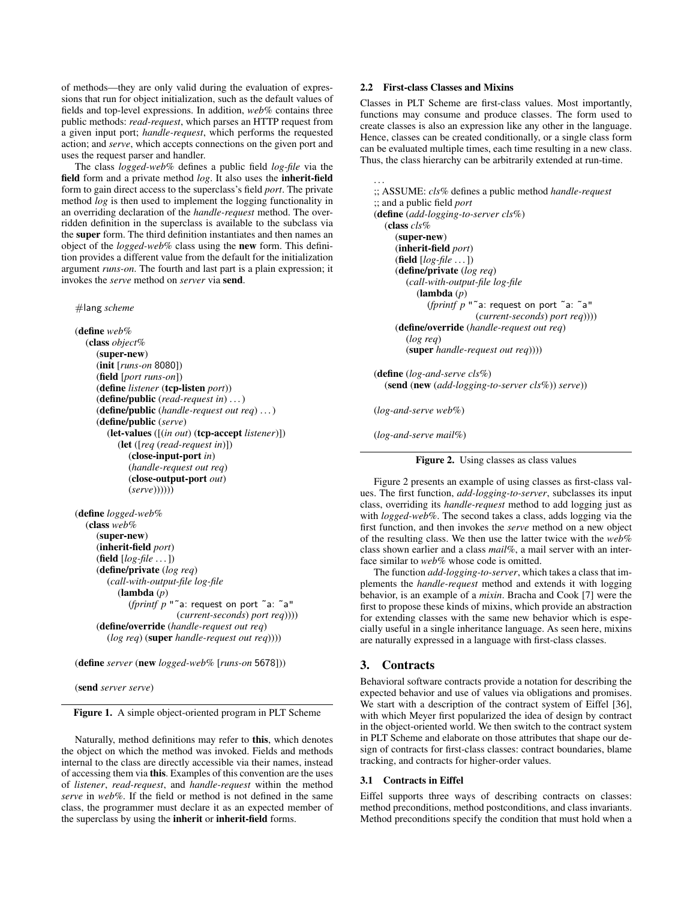of methods—they are only valid during the evaluation of expressions that run for object initialization, such as the default values of fields and top-level expressions. In addition, *web%* contains three public methods: *read-request*, which parses an HTTP request from a given input port; *handle-request*, which performs the requested action; and *serve*, which accepts connections on the given port and uses the request parser and handler.

The class *logged-web%* defines a public field *log-file* via the **field** form and a private method *log*. It also uses the **inherit-field** form to gain direct access to the superclass's field *port*. The private method *log* is then used to implement the logging functionality in an overriding declaration of the *handle-request* method. The overridden definition in the superclass is available to the subclass via the **super** form. The third definition instantiates and then names an object of the *logged-web%* class using the **new** form. This definition provides a different value from the default for the initialization argument *runs-on*. The fourth and last part is a plain expression; it invokes the *serve* method on *server* via **send**.

```
#lang scheme

(define web%
  (class object%
    (super-new)
    (init [runs-on 8080])
    (field [port runs-on])
    (define listener (tcp-listen port))
    (define/public (read-request in) ...)
    (define/public (handle-request out req) ...)
    (define/public (serve)
      (let-values ([(in out) (tcp-accept listener)])
        (let ([req (read-request in)])
          (close-input-port in)
          (handle-request out req)
          (close-output-port out)
          (serve))))))

(define logged-web%
  (class web%
    (super-new)
    (inherit-field port)
    (field [log-file ...])
    (define/private (log req)
      (call-with-output-file log-file
        (lambda (p)
          (fprintf p "~a: request on port ~a: ~a"
                   (current-seconds) port req))))
    (define/override (handle-request out req)
      (log req) (super handle-request out req))))

(define server (new logged-web% [runs-on 5678]))

(send server serve)
```

**Figure 1.** A simple object-oriented program in PLT Scheme

Naturally, method definitions may refer to **this**, which denotes the object on which the method was invoked. Fields and methods internal to the class are directly accessible via their names, instead of accessing them via **this**. Examples of this convention are the uses of *listener*, *read-request*, and *handle-request* within the method *serve* in *web%*. If the field or method is not defined in the same class, the programmer must declare it as an expected member of the superclass by using the **inherit** or **inherit-field** forms.

### 2.2 First-class Classes and Mixins

Classes in PLT Scheme are first-class values. Most importantly, functions may consume and produce classes. The form used to create classes is also an expression like any other in the language. Hence, classes can be created conditionally, or a single class form can be evaluated multiple times, each time resulting in a new class. Thus, the class hierarchy can be arbitrarily extended at run-time.

```
...
;; ASSUME: cls% defines a public method handle-request
;; and a public field port
(define (add-logging-to-server cls%)
  (class cls%
    (super-new)
    (inherit-field port)
    (field [log-file ...])
    (define/private (log req)
      (call-with-output-file log-file
        (lambda (p)
          (fprintf p "~a: request on port ~a: ~a"
                   (current-seconds) port req))))
    (define/override (handle-request out req)
      (log req)
      (super handle-request out req))))

(define (log-and-serve cls%)
  (send (new (add-logging-to-server cls%)) serve))

(log-and-serve web%)

(log-and-serve mail%)
```

**Figure 2.** Using classes as class values

Figure 2 presents an example of using classes as first-class values. The first function, *add-logging-to-server*, subclasses its input class, overriding its *handle-request* method to add logging just as with *logged-web%*. The second takes a class, adds logging via the first function, and then invokes the *serve* method on a new object of the resulting class. We then use the latter twice with the *web%* class shown earlier and a class *mail%*, a mail server with an interface similar to *web%* whose code is omitted.

The function *add-logging-to-server*, which takes a class that implements the *handle-request* method and extends it with logging behavior, is an example of a *mixin*. Bracha and Cook [7] were the first to propose these kinds of mixins, which provide an abstraction for extending classes with the same new behavior which is especially useful in a single inheritance language. As seen here, mixins are naturally expressed in a language with first-class classes.

## 3. Contracts

Behavioral software contracts provide a notation for describing the expected behavior and use of values via obligations and promises. We start with a description of the contract system of Eiffel [36], with which Meyer first popularized the idea of design by contract in the object-oriented world. We then switch to the contract system in PLT Scheme and elaborate on those attributes that shape our design of contracts for first-class classes: contract boundaries, blame tracking, and contracts for higher-order values.

### 3.1 Contracts in Eiffel

Eiffel supports three ways of describing contracts on classes: method preconditions, method postconditions, and class invariants. Method preconditions specify the condition that must hold when a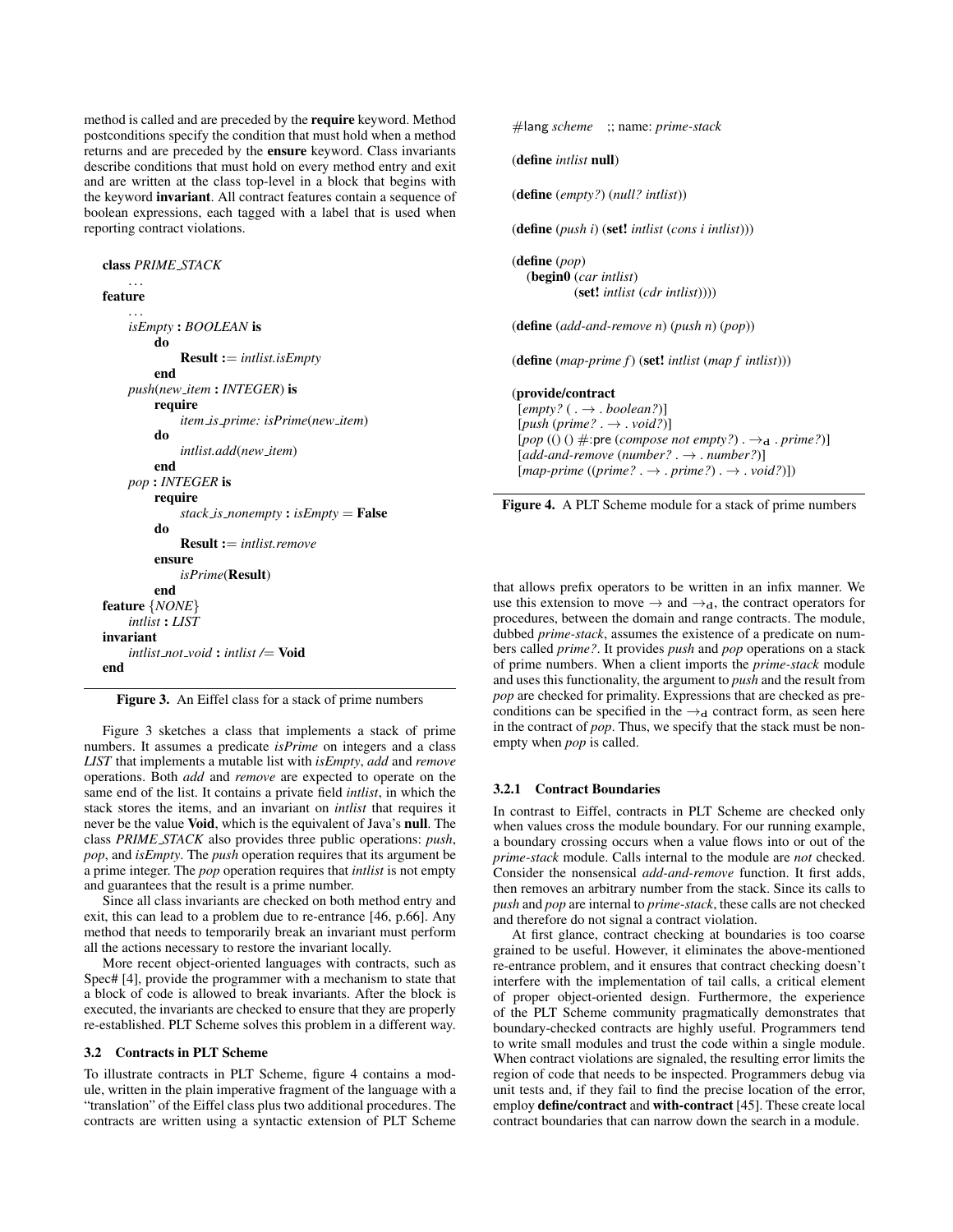method is called and are preceded by the **require** keyword. Method postconditions specify the condition that must hold when a method returns and are preceded by the **ensure** keyword. Class invariants describe conditions that must hold on every method entry and exit and are written at the class top-level in a block that begins with the keyword **invariant**. All contract features contain a sequence of boolean expressions, each tagged with a label that is used when reporting contract violations.

```
class PRIME_STACK
    ...
feature
    ...
    isEmpty : BOOLEAN is
        do
            Result := intlist.isEmpty
        end
    push(new_item : INTEGER) is
        require
            item_is_prime: isPrime(new_item)
        do
            intlist.add(new_item)
        end
    pop : INTEGER is
        require
            stack_is_nonempty : isEmpty = False
        do
            Result := intlist.remove
        ensure
            isPrime(Result)
        end
feature {NONE}
    intlist : LIST
invariant
    intlist_not_void : intlist /= Void
end
```

**Figure 3.** An Eiffel class for a stack of prime numbers

Figure 3 sketches a class that implements a stack of prime numbers. It assumes a predicate *isPrime* on integers and a class *LIST* that implements a mutable list with *isEmpty*, *add* and *remove* operations. Both *add* and *remove* are expected to operate on the same end of the list. It contains a private field *intlist*, in which the stack stores the items, and an invariant on *intlist* that requires it never be the value **Void**, which is the equivalent of Java's **null**. The class *PRIME_STACK* also provides three public operations: *push*, *pop*, and *isEmpty*. The *push* operation requires that its argument be a prime integer. The *pop* operation requires that *intlist* is not empty and guarantees that the result is a prime number.

Since all class invariants are checked on both method entry and exit, this can lead to a problem due to re-entrance [46, p.66]. Any method that needs to temporarily break an invariant must perform all the actions necessary to restore the invariant locally.

More recent object-oriented languages with contracts, such as Spec# [4], provide the programmer with a mechanism to state that a block of code is allowed to break invariants. After the block is executed, the invariants are checked to ensure that they are properly re-established. PLT Scheme solves this problem in a different way.

### 3.2 Contracts in PLT Scheme

To illustrate contracts in PLT Scheme, figure 4 contains a module, written in the plain imperative fragment of the language with a "translation" of the Eiffel class plus two additional procedures. The contracts are written using a syntactic extension of PLT Scheme

```
#lang scheme   ;; name: prime-stack

(define intlist null)

(define (empty?) (null? intlist))

(define (push i) (set! intlist (cons i intlist)))

(define (pop)
  (begin0 (car intlist)
          (set! intlist (cdr intlist))))

(define (add-and-remove n) (push n) (pop))

(define (map-prime f) (set! intlist (map f intlist)))

(provide/contract
 [empty? ( . → . boolean?)]
 [push (prime? . → . void?)]
 [pop (() () #:pre (compose not empty?) . →d . prime?)]
 [add-and-remove (number? . → . number?)]
 [map-prime ((prime? . → . prime?) . → . void?)])
```

**Figure 4.** A PLT Scheme module for a stack of prime numbers

that allows prefix operators to be written in an infix manner. We use this extension to move → and $\rightarrow_{\mathbf{d}}$, the contract operators for procedures, between the domain and range contracts. The module, dubbed *prime-stack*, assumes the existence of a predicate on numbers called *prime?*. It provides *push* and *pop* operations on a stack of prime numbers. When a client imports the *prime-stack* module and uses this functionality, the argument to *push* and the result from *pop* are checked for primality. Expressions that are checked as preconditions can be specified in the $\rightarrow_{\mathbf{d}}$ contract form, as seen here in the contract of *pop*. Thus, we specify that the stack must be non-empty when *pop* is called.

#### 3.2.1 Contract Boundaries

In contrast to Eiffel, contracts in PLT Scheme are checked only when values cross the module boundary. For our running example, a boundary crossing occurs when a value flows into or out of the *prime-stack* module. Calls internal to the module are *not* checked. Consider the nonsensical *add-and-remove* function. It first adds, then removes an arbitrary number from the stack. Since its calls to *push* and *pop* are internal to *prime-stack*, these calls are not checked and therefore do not signal a contract violation.

At first glance, contract checking at boundaries is too coarse grained to be useful. However, it eliminates the above-mentioned re-entrance problem, and it ensures that contract checking doesn't interfere with the implementation of tail calls, a critical element of proper object-oriented design. Furthermore, the experience of the PLT Scheme community pragmatically demonstrates that boundary-checked contracts are highly useful. Programmers tend to write small modules and trust the code within a single module. When contract violations are signaled, the resulting error limits the region of code that needs to be inspected. Programmers debug via unit tests and, if they fail to find the precise location of the error, employ **define/contract** and **with-contract** [45]. These create local contract boundaries that can narrow down the search in a module.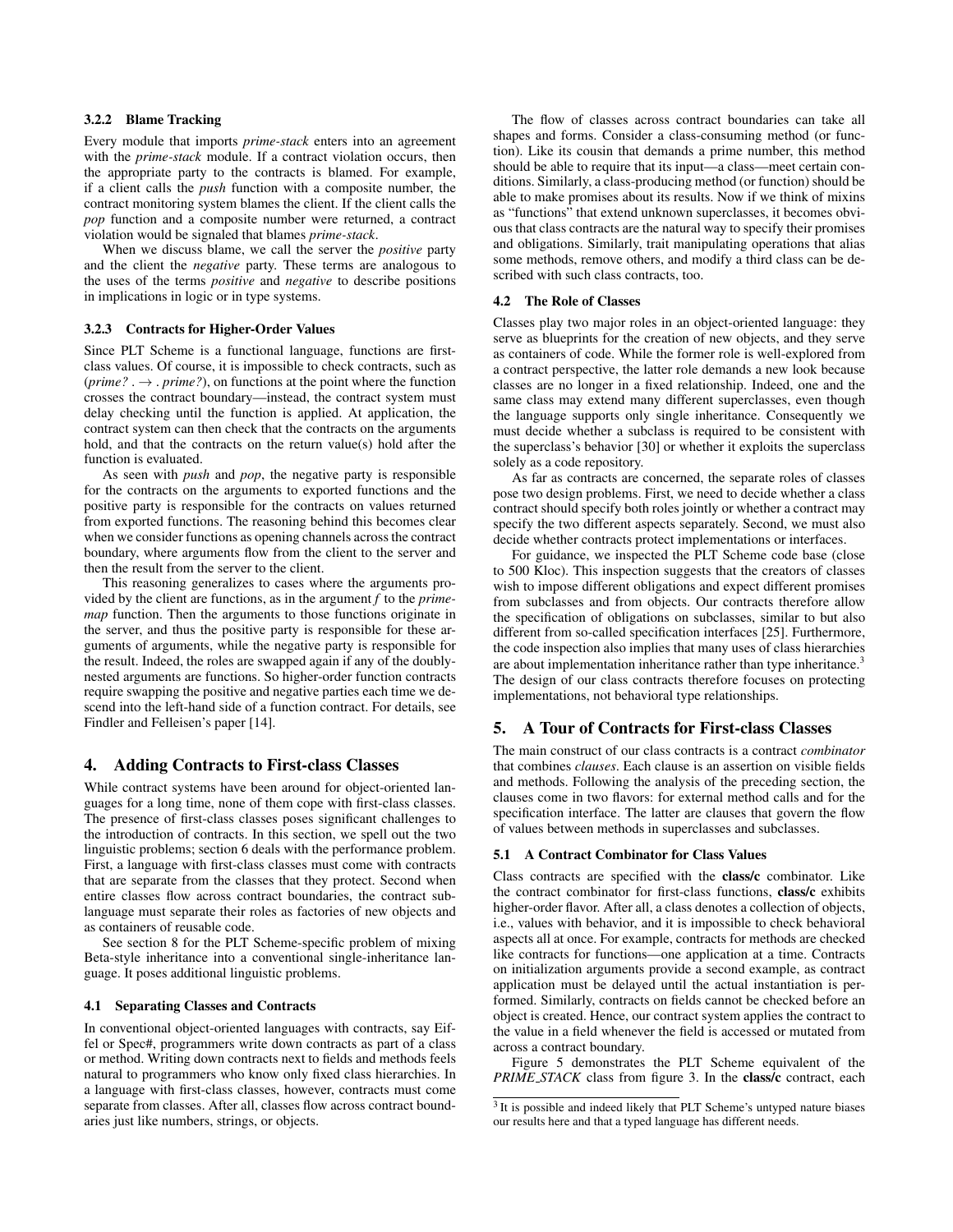#### 3.2.2 Blame Tracking

Every module that imports *prime-stack* enters into an agreement with the *prime-stack* module. If a contract violation occurs, then the appropriate party to the contracts is blamed. For example, if a client calls the *push* function with a composite number, the contract monitoring system blames the client. If the client calls the *pop* function and a composite number were returned, a contract violation would be signaled that blames *prime-stack*.

When we discuss blame, we call the server the *positive* party and the client the *negative* party. These terms are analogous to the uses of the terms *positive* and *negative* to describe positions in implications in logic or in type systems.

#### 3.2.3 Contracts for Higher-Order Values

Since PLT Scheme is a functional language, functions are first-class values. Of course, it is impossible to check contracts, such as (*prime?* . $\rightarrow$ . *prime?*), on functions at the point where the function crosses the contract boundary—instead, the contract system must delay checking until the function is applied. At application, the contract system can then check that the contracts on the arguments hold, and that the contracts on the return value(s) hold after the function is evaluated.

As seen with *push* and *pop*, the negative party is responsible for the contracts on the arguments to exported functions and the positive party is responsible for the contracts on values returned from exported functions. The reasoning behind this becomes clear when we consider functions as opening channels across the contract boundary, where arguments flow from the client to the server and then the result from the server to the client.

This reasoning generalizes to cases where the arguments provided by the client are functions, as in the argument *f* to the *prime-map* function. Then the arguments to those functions originate in the server, and thus the positive party is responsible for these arguments of arguments, while the negative party is responsible for the result. Indeed, the roles are swapped again if any of the doubly-nested arguments are functions. So higher-order function contracts require swapping the positive and negative parties each time we descend into the left-hand side of a function contract. For details, see Findler and Felleisen's paper [14].

## 4. Adding Contracts to First-class Classes

While contract systems have been around for object-oriented languages for a long time, none of them cope with first-class classes. The presence of first-class classes poses significant challenges to the introduction of contracts. In this section, we spell out the two linguistic problems; section 6 deals with the performance problem. First, a language with first-class classes must come with contracts that are separate from the classes that they protect. Second when entire classes flow across contract boundaries, the contract sub-language must separate their roles as factories of new objects and as containers of reusable code.

See section 8 for the PLT Scheme-specific problem of mixing Beta-style inheritance into a conventional single-inheritance language. It poses additional linguistic problems.

### 4.1 Separating Classes and Contracts

In conventional object-oriented languages with contracts, say Eiffel or Spec#, programmers write down contracts as part of a class or method. Writing down contracts next to fields and methods feels natural to programmers who know only fixed class hierarchies. In a language with first-class classes, however, contracts must come separate from classes. After all, classes flow across contract boundaries just like numbers, strings, or objects.

The flow of classes across contract boundaries can take all shapes and forms. Consider a class-consuming method (or function). Like its cousin that demands a prime number, this method should be able to require that its input—a class—meet certain conditions. Similarly, a class-producing method (or function) should be able to make promises about its results. Now if we think of mixins as "functions" that extend unknown superclasses, it becomes obvious that class contracts are the natural way to specify their promises and obligations. Similarly, trait manipulating operations that alias some methods, remove others, and modify a third class can be described with such class contracts, too.

### 4.2 The Role of Classes

Classes play two major roles in an object-oriented language: they serve as blueprints for the creation of new objects, and they serve as containers of code. While the former role is well-explored from a contract perspective, the latter role demands a new look because classes are no longer in a fixed relationship. Indeed, one and the same class may extend many different superclasses, even though the language supports only single inheritance. Consequently we must decide whether a subclass is required to be consistent with the superclass's behavior [30] or whether it exploits the superclass solely as a code repository.

As far as contracts are concerned, the separate roles of classes pose two design problems. First, we need to decide whether a class contract should specify both roles jointly or whether a contract may specify the two different aspects separately. Second, we must also decide whether contracts protect implementations or interfaces.

For guidance, we inspected the PLT Scheme code base (close to 500 Kloc). This inspection suggests that the creators of classes wish to impose different obligations and expect different promises from subclasses and from objects. Our contracts therefore allow the specification of obligations on subclasses, similar to but also different from so-called specification interfaces [25]. Furthermore, the code inspection also implies that many uses of class hierarchies are about implementation inheritance rather than type inheritance.[3] The design of our class contracts therefore focuses on protecting implementations, not behavioral type relationships.

## 5. A Tour of Contracts for First-class Classes

The main construct of our class contracts is a contract *combinator* that combines *clauses*. Each clause is an assertion on visible fields and methods. Following the analysis of the preceding section, the clauses come in two flavors: for external method calls and for the specification interface. The latter are clauses that govern the flow of values between methods in superclasses and subclasses.

### 5.1 A Contract Combinator for Class Values

Class contracts are specified with the **class/c** combinator. Like the contract combinator for first-class functions, **class/c** exhibits higher-order flavor. After all, a class denotes a collection of objects, i.e., values with behavior, and it is impossible to check behavioral aspects all at once. For example, contracts for methods are checked like contracts for functions—one application at a time. Contracts on initialization arguments provide a second example, as contract application must be delayed until the actual instantiation is performed. Similarly, contracts on fields cannot be checked before an object is created. Hence, our contract system applies the contract to the value in a field whenever the field is accessed or mutated from across a contract boundary.

Figure 5 demonstrates the PLT Scheme equivalent of the *PRIME_STACK* class from figure 3. In the **class/c** contract, each

[3] It is possible and indeed likely that PLT Scheme's untyped nature biases our results here and that a typed language has different needs.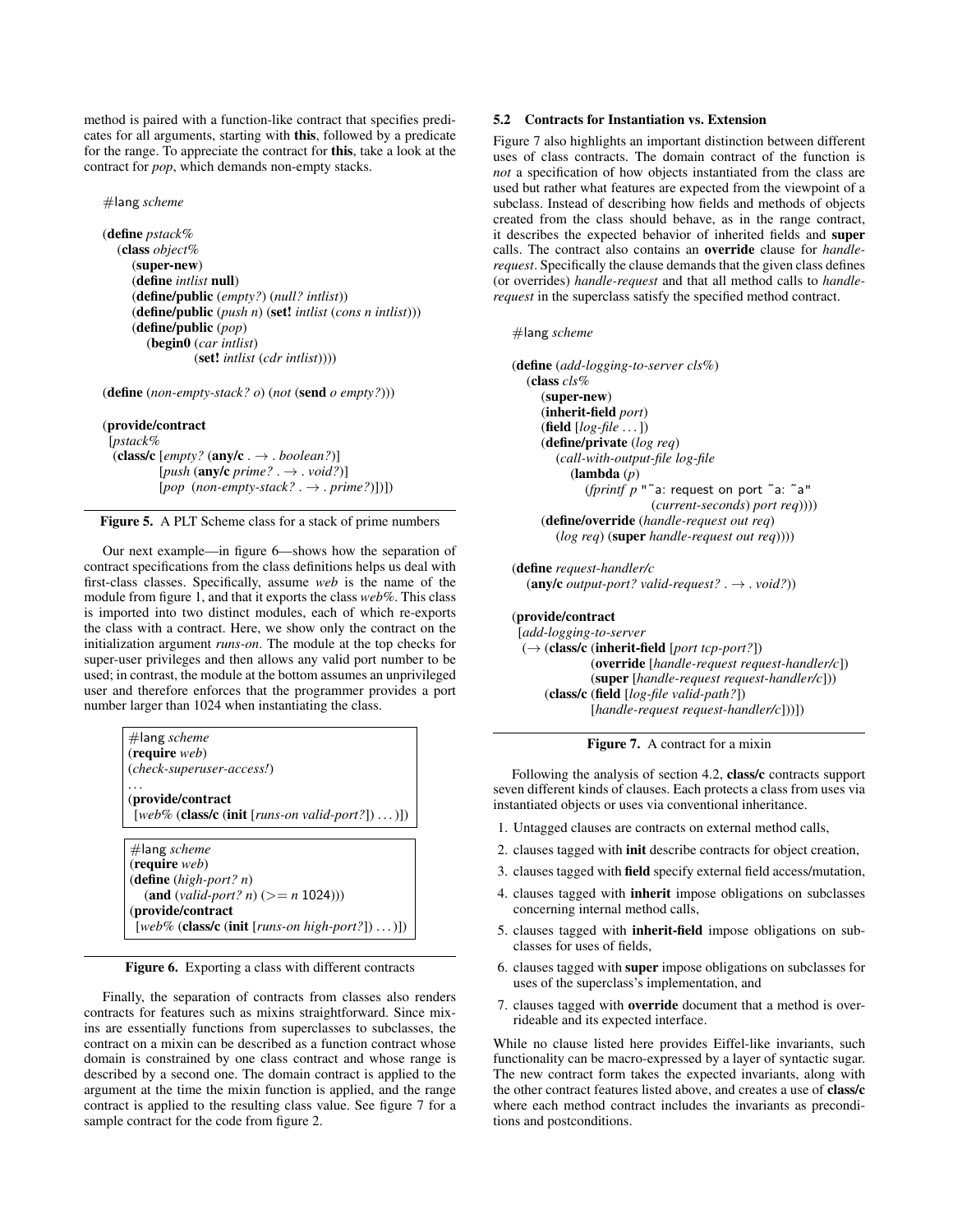method is paired with a function-like contract that specifies predicates for all arguments, starting with **this**, followed by a predicate for the range. To appreciate the contract for **this**, take a look at the contract for *pop*, which demands non-empty stacks.

```
#lang scheme

(define pstack%
  (class object%
    (super-new)
    (define intlist null)
    (define/public (empty?) (null? intlist))
    (define/public (push n) (set! intlist (cons n intlist)))
    (define/public (pop)
      (begin0 (car intlist)
              (set! intlist (cdr intlist))))

(define (non-empty-stack? o) (not (send o empty?)))

(provide/contract
 [pstack%
  (class/c [empty? (any/c . → . boolean?)]
           [push (any/c prime? . → . void?)]
           [pop (non-empty-stack? . → . prime?)])])
```

**Figure 5.** A PLT Scheme class for a stack of prime numbers

Our next example—in figure 6—shows how the separation of contract specifications from the class definitions helps us deal with first-class classes. Specifically, assume *web* is the name of the module from figure 1, and that it exports the class *web%*. This class is imported into two distinct modules, each of which re-exports the class with a contract. Here, we show only the contract on the initialization argument *runs-on*. The module at the top checks for super-user privileges and then allows any valid port number to be used; in contrast, the module at the bottom assumes an unprivileged user and therefore enforces that the programmer provides a port number larger than 1024 when instantiating the class.

```
#lang scheme
(require web)
(check-superuser-access!)
...
(provide/contract
 [web% (class/c (init [runs-on valid-port?]) ...)])
```

```
#lang scheme
(require web)
(define (high-port? n)
  (and (valid-port? n) (>= n 1024)))
(provide/contract
 [web% (class/c (init [runs-on high-port?]) ...)])
```

**Figure 6.** Exporting a class with different contracts

Finally, the separation of contracts from classes also renders contracts for features such as mixins straightforward. Since mixins are essentially functions from superclasses to subclasses, the contract on a mixin can be described as a function contract whose domain is constrained by one class contract and whose range is described by a second one. The domain contract is applied to the argument at the time the mixin function is applied, and the range contract is applied to the resulting class value. See figure 7 for a sample contract for the code from figure 2.

### 5.2 Contracts for Instantiation vs. Extension

Figure 7 also highlights an important distinction between different uses of class contracts. The domain contract of the function is *not* a specification of how objects instantiated from the class are used but rather what features are expected from the viewpoint of a subclass. Instead of describing how fields and methods of objects created from the class should behave, as in the range contract, it describes the expected behavior of inherited fields and **super** calls. The contract also contains an **override** clause for *handle-request*. Specifically the clause demands that the given class defines (or overrides) *handle-request* and that all method calls to *handle-request* in the superclass satisfy the specified method contract.

```
#lang scheme

(define (add-logging-to-server cls%)
  (class cls%
    (super-new)
    (inherit-field port)
    (field [log-file ...])
    (define/private (log req)
      (call-with-output-file log-file
        (lambda (p)
          (fprintf p "~a: request on port ~a: ~a"
                   (current-seconds) port req))))
    (define/override (handle-request out req)
      (log req) (super handle-request out req))))

(define request-handler/c
  (any/c output-port? valid-request? . → . void?))

(provide/contract
 [add-logging-to-server
  (→ (class/c (inherit-field [port tcp-port?])
              (override [handle-request request-handler/c])
              (super [handle-request request-handler/c]))
     (class/c (field [log-file valid-path?])
              [handle-request request-handler/c]))])
```

**Figure 7.** A contract for a mixin

Following the analysis of section 4.2, **class/c** contracts support seven different kinds of clauses. Each protects a class from uses via instantiated objects or uses via conventional inheritance.

1. Untagged clauses are contracts on external method calls,
2. clauses tagged with **init** describe contracts for object creation,
3. clauses tagged with **field** specify external field access/mutation,
4. clauses tagged with **inherit** impose obligations on subclasses concerning internal method calls,
5. clauses tagged with **inherit-field** impose obligations on subclasses for uses of fields,
6. clauses tagged with **super** impose obligations on subclasses for uses of the superclass's implementation, and
7. clauses tagged with **override** document that a method is overrideable and its expected interface.

While no clause listed here provides Eiffel-like invariants, such functionality can be macro-expressed by a layer of syntactic sugar. The new contract form takes the expected invariants, along with the other contract features listed above, and creates a use of **class/c** where each method contract includes the invariants as preconditions and postconditions.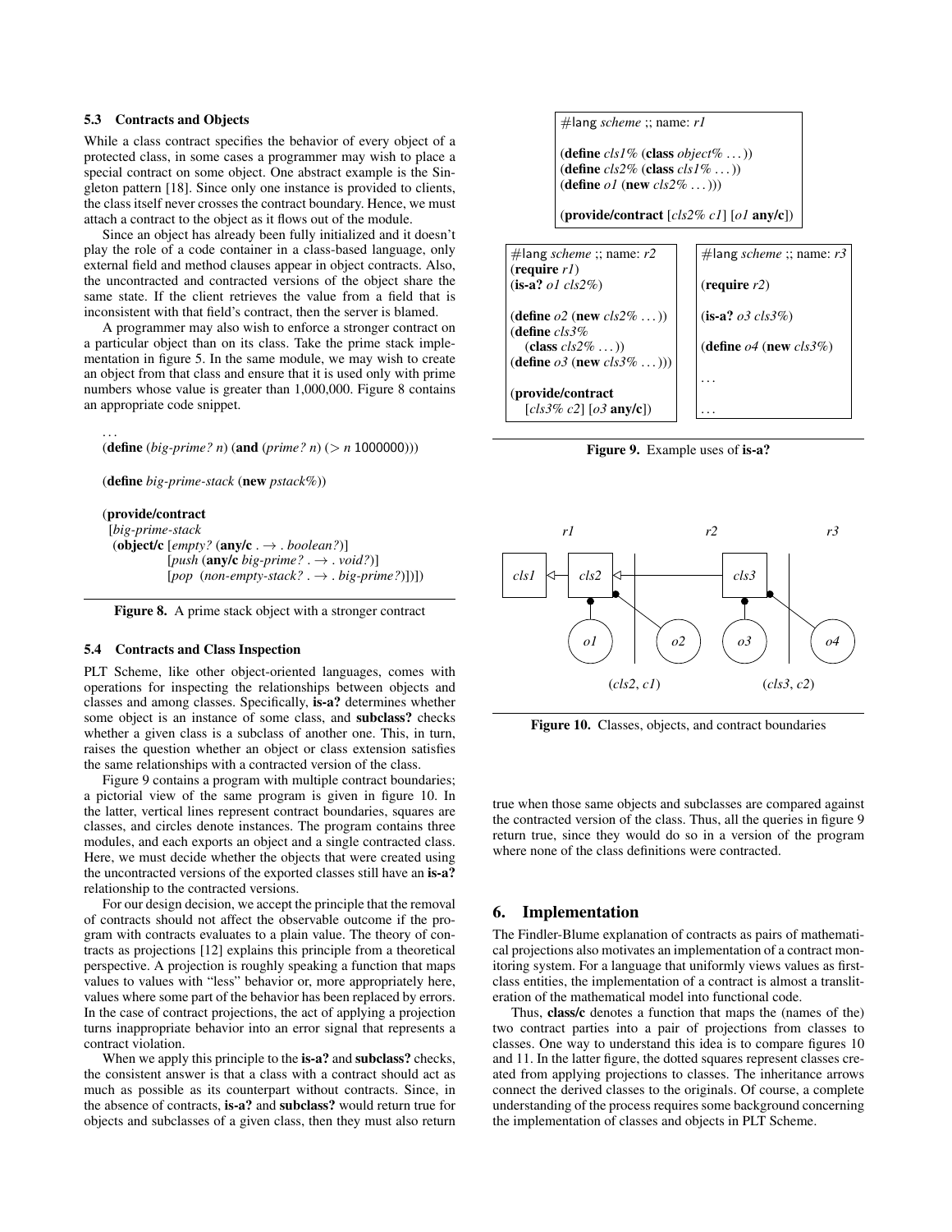### 5.3 Contracts and Objects

While a class contract specifies the behavior of every object of a protected class, in some cases a programmer may wish to place a special contract on some object. One abstract example is the Singleton pattern [18]. Since only one instance is provided to clients, the class itself never crosses the contract boundary. Hence, we must attach a contract to the object as it flows out of the module.

Since an object has already been fully initialized and it doesn't play the role of a code container in a class-based language, only external field and method clauses appear in object contracts. Also, the uncontracted and contracted versions of the object share the same state. If the client retrieves the value from a field that is inconsistent with that field's contract, then the server is blamed.

A programmer may also wish to enforce a stronger contract on a particular object than on its class. Take the prime stack implementation in figure 5. In the same module, we may wish to create an object from that class and ensure that it is used only with prime numbers whose value is greater than 1,000,000. Figure 8 contains an appropriate code snippet.

```
...
(define (big-prime? n) (and (prime? n) (> n 1000000)))

(define big-prime-stack (new pstack%))

(provide/contract
 [big-prime-stack
  (object/c [empty? (any/c . → . boolean?)]
            [push (any/c big-prime? . → . void?)]
            [pop  (non-empty-stack? . → . big-prime?)])])
```

Figure 8. A prime stack object with a stronger contract

### 5.4 Contracts and Class Inspection

PLT Scheme, like other object-oriented languages, comes with operations for inspecting the relationships between objects and classes and among classes. Specifically, **is-a?** determines whether some object is an instance of some class, and **subclass?** checks whether a given class is a subclass of another one. This, in turn, raises the question whether an object or class extension satisfies the same relationships with a contracted version of the class.

Figure 9 contains a program with multiple contract boundaries; a pictorial view of the same program is given in figure 10. In the latter, vertical lines represent contract boundaries, squares are classes, and circles denote instances. The program contains three modules, and each exports an object and a single contracted class. Here, we must decide whether the objects that were created using the uncontracted versions of the exported classes still have an **is-a?** relationship to the contracted versions.

For our design decision, we accept the principle that the removal of contracts should not affect the observable outcome if the program with contracts evaluates to a plain value. The theory of contracts as projections [12] explains this principle from a theoretical perspective. A projection is roughly speaking a function that maps values to values with "less" behavior or, more appropriately here, values where some part of the behavior has been replaced by errors. In the case of contract projections, the act of applying a projection turns inappropriate behavior into an error signal that represents a contract violation.

When we apply this principle to the **is-a?** and **subclass?** checks, the consistent answer is that a class with a contract should act as much as possible as its counterpart without contracts. Since, in the absence of contracts, **is-a?** and **subclass?** would return true for objects and subclasses of a given class, then they must also return true when those same objects and subclasses are compared against the contracted version of the class. Thus, all the queries in figure 9 return true, since they would do so in a version of the program where none of the class definitions were contracted.

```
#lang scheme ;; name: r1

(define cls1% (class object% ...))
(define cls2% (class cls1% ...))
(define o1 (new cls2% ...))

(provide/contract [cls2% c1] [o1 any/c])
```

```
#lang scheme ;; name: r2
(require r1)
(is-a? o1 cls2%)

(define o2 (new cls2% ...))
(define cls3%
  (class cls2% ...))
(define o3 (new cls3% ...)))

(provide/contract
  [cls3% c2] [o3 any/c])
```

```
#lang scheme ;; name: r3

(require r2)

(is-a? o3 cls3%)

(define o4 (new cls3%)

...

...
```

Figure 9. Example uses of **is-a?**

Figure 10. Classes, objects, and contract boundaries

## 6. Implementation

The Findler-Blume explanation of contracts as pairs of mathematical projections also motivates an implementation of a contract monitoring system. For a language that uniformly views values as first-class entities, the implementation of a contract is almost a transliteration of the mathematical model into functional code.

Thus, **class/c** denotes a function that maps the (names of the) two contract parties into a pair of projections from classes to classes. One way to understand this idea is to compare figures 10 and 11. In the latter figure, the dotted squares represent classes created from applying projections to classes. The inheritance arrows connect the derived classes to the originals. Of course, a complete understanding of the process requires some background concerning the implementation of classes and objects in PLT Scheme.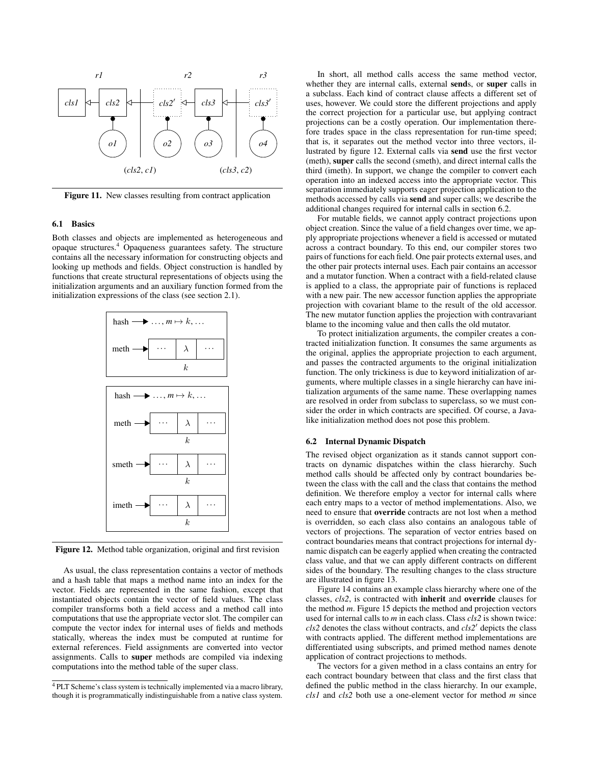Figure 11. New classes resulting from contract application

### 6.1 Basics

Both classes and objects are implemented as heterogeneous and opaque structures.[4] Opaqueness guarantees safety. The structure contains all the necessary information for constructing objects and looking up methods and fields. Object construction is handled by functions that create structural representations of objects using the initialization arguments and an auxiliary function formed from the initialization expressions of the class (see section 2.1).

Figure 12. Method table organization, original and first revision

As usual, the class representation contains a vector of methods and a hash table that maps a method name into an index for the vector. Fields are represented in the same fashion, except that instantiated objects contain the vector of field values. The class compiler transforms both a field access and a method call into computations that use the appropriate vector slot. The compiler can compute the vector index for internal uses of fields and methods statically, whereas the index must be computed at runtime for external references. Field assignments are converted into vector assignments. Calls to **super** methods are compiled via indexing computations into the method table of the super class.

[4] PLT Scheme's class system is technically implemented via a macro library, though it is programmatically indistinguishable from a native class system.

In short, all method calls access the same method vector, whether they are internal calls, external **send**s, or **super** calls in a subclass. Each kind of contract clause affects a different set of uses, however. We could store the different projections and apply the correct projection for a particular use, but applying contract projections can be a costly operation. Our implementation therefore trades space in the class representation for run-time speed; that is, it separates out the method vector into three vectors, illustrated by figure 12. External calls via **send** use the first vector (meth), **super** calls the second (smeth), and direct internal calls the third (imeth). In support, we change the compiler to convert each operation into an indexed access into the appropriate vector. This separation immediately supports eager projection application to the methods accessed by calls via **send** and super calls; we describe the additional changes required for internal calls in section 6.2.

For mutable fields, we cannot apply contract projections upon object creation. Since the value of a field changes over time, we apply appropriate projections whenever a field is accessed or mutated across a contract boundary. To this end, our compiler stores two pairs of functions for each field. One pair protects external uses, and the other pair protects internal uses. Each pair contains an accessor and a mutator function. When a contract with a field-related clause is applied to a class, the appropriate pair of functions is replaced with a new pair. The new accessor function applies the appropriate projection with covariant blame to the result of the old accessor. The new mutator function applies the projection with contravariant blame to the incoming value and then calls the old mutator.

To protect initialization arguments, the compiler creates a contracted initialization function. It consumes the same arguments as the original, applies the appropriate projection to each argument, and passes the contracted arguments to the original initialization function. The only trickiness is due to keyword initialization of arguments, where multiple classes in a single hierarchy can have initialization arguments of the same name. These overlapping names are resolved in order from subclass to superclass, so we must consider the order in which contracts are specified. Of course, a Java-like initialization method does not pose this problem.

### 6.2 Internal Dynamic Dispatch

The revised object organization as it stands cannot support contracts on dynamic dispatches within the class hierarchy. Such method calls should be affected only by contract boundaries between the class with the call and the class that contains the method definition. We therefore employ a vector for internal calls where each entry maps to a vector of method implementations. Also, we need to ensure that **override** contracts are not lost when a method is overridden, so each class also contains an analogous table of vectors of projections. The separation of vector entries based on contract boundaries means that contract projections for internal dynamic dispatch can be eagerly applied when creating the contracted class value, and that we can apply different contracts on different sides of the boundary. The resulting changes to the class structure are illustrated in figure 13.

Figure 14 contains an example class hierarchy where one of the classes, *cls2*, is contracted with **inherit** and **override** clauses for the method *m*. Figure 15 depicts the method and projection vectors used for internal calls to *m* in each class. Class *cls2* is shown twice: *cls2* denotes the class without contracts, and *cls2′* depicts the class with contracts applied. The different method implementations are differentiated using subscripts, and primed method names denote application of contract projections to methods.

The vectors for a given method in a class contains an entry for each contract boundary between that class and the first class that defined the public method in the class hierarchy. In our example, *cls1* and *cls2* both use a one-element vector for method *m* since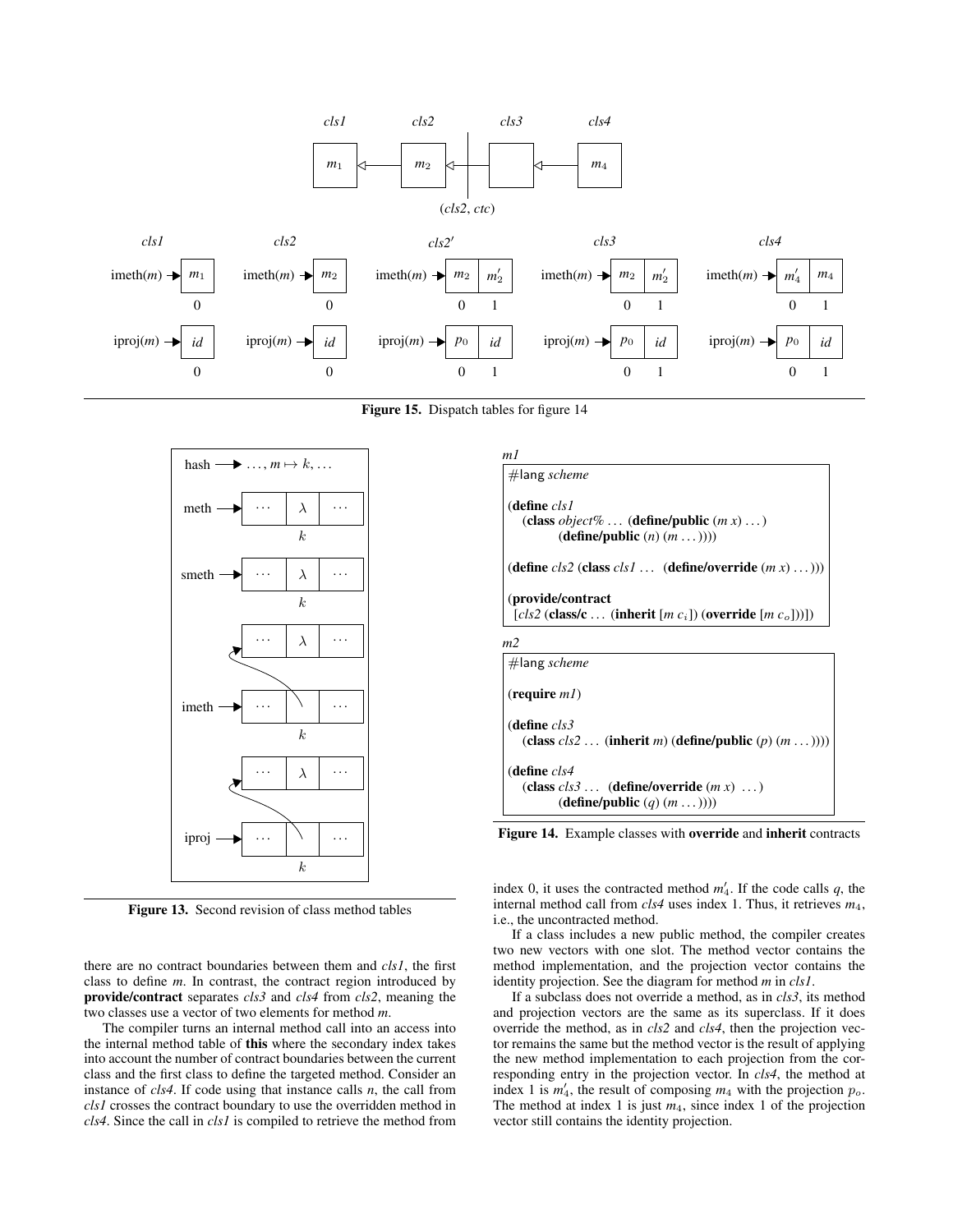Figure 15. Dispatch tables for figure 14

Figure 13. Second revision of class method tables

*m1*

```
#lang scheme

(define cls1
  (class object% ... (define/public (m x) ...)
         (define/public (n) (m ...))))

(define cls2 (class cls1 ... (define/override (m x) ...)))

(provide/contract
 [cls2 (class/c ... (inherit [m c_i]) (override [m c_o]))])
```

*m2*

```
#lang scheme

(require m1)

(define cls3
  (class cls2 ... (inherit m) (define/public (p) (m ...))))

(define cls4
  (class cls3 ... (define/override (m x) ...)
         (define/public (q) (m ...))))
```

Figure 14. Example classes with **override** and **inherit** contracts

there are no contract boundaries between them and *cls1*, the first class to define *m*. In contrast, the contract region introduced by **provide/contract** separates *cls3* and *cls4* from *cls2*, meaning the two classes use a vector of two elements for method *m*.

The compiler turns an internal method call into an access into the internal method table of **this** where the secondary index takes into account the number of contract boundaries between the current class and the first class to define the targeted method. Consider an instance of *cls4*. If code using that instance calls *n*, the call from *cls1* crosses the contract boundary to use the overridden method in *cls4*. Since the call in *cls1* is compiled to retrieve the method from index 0, it uses the contracted method $m_4'$. If the code calls *q*, the internal method call from *cls4* uses index 1. Thus, it retrieves $m_4$, i.e., the uncontracted method.

If a class includes a new public method, the compiler creates two new vectors with one slot. The method vector contains the method implementation, and the projection vector contains the identity projection. See the diagram for method *m* in *cls1*.

If a subclass does not override a method, as in *cls3*, its method and projection vectors are the same as its superclass. If it does override the method, as in *cls2* and *cls4*, then the projection vector remains the same but the method vector is the result of applying the new method implementation to each projection from the corresponding entry in the projection vector. In *cls4*, the method at index 1 is $m_4'$, the result of composing $m_4$ with the projection $p_o$. The method at index 1 is just $m_4$, since index 1 of the projection vector still contains the identity projection.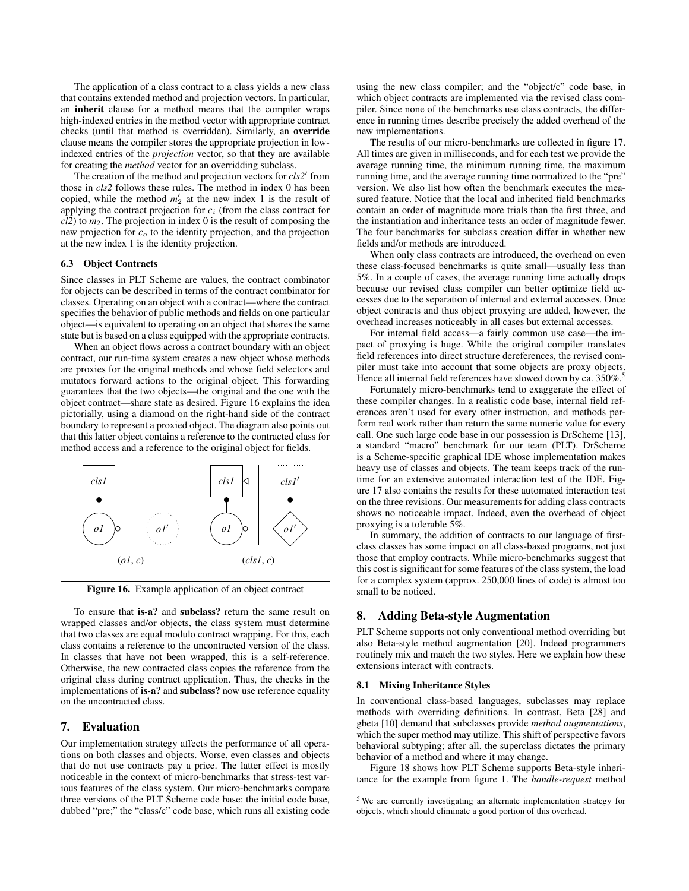The application of a class contract to a class yields a new class that contains extended method and projection vectors. In particular, an **inherit** clause for a method means that the compiler wraps high-indexed entries in the method vector with appropriate contract checks (until that method is overridden). Similarly, an **override** clause means the compiler stores the appropriate projection in low-indexed entries of the *projection* vector, so that they are available for creating the *method* vector for an overridding subclass.

The creation of the method and projection vectors for *cls2′* from those in *cls2* follows these rules. The method in index 0 has been copied, while the method $m_2'$ at the new index 1 is the result of applying the contract projection for $c_i$ (from the class contract for *cl2*) to $m_2$. The projection in index 0 is the result of composing the new projection for $c_o$ to the identity projection, and the projection at the new index 1 is the identity projection.

### 6.3 Object Contracts

Since classes in PLT Scheme are values, the contract combinator for objects can be described in terms of the contract combinator for classes. Operating on an object with a contract—where the contract specifies the behavior of public methods and fields on one particular object—is equivalent to operating on an object that shares the same state but is based on a class equipped with the appropriate contracts.

When an object flows across a contract boundary with an object contract, our run-time system creates a new object whose methods are proxies for the original methods and whose field selectors and mutators forward actions to the original object. This forwarding guarantees that the two objects—the original and the one with the object contract—share state as desired. Figure 16 explains the idea pictorially, using a diamond on the right-hand side of the contract boundary to represent a proxied object. The diagram also points out that this latter object contains a reference to the contracted class for method access and a reference to the original object for fields.

**Figure 16.** Example application of an object contract

To ensure that **is-a?** and **subclass?** return the same result on wrapped classes and/or objects, the class system must determine that two classes are equal modulo contract wrapping. For this, each class contains a reference to the uncontracted version of the class. In classes that have not been wrapped, this is a self-reference. Otherwise, the new contracted class copies the reference from the original class during contract application. Thus, the checks in the implementations of **is-a?** and **subclass?** now use reference equality on the uncontracted class.

## 7. Evaluation

Our implementation strategy affects the performance of all operations on both classes and objects. Worse, even classes and objects that do not use contracts pay a price. The latter effect is mostly noticeable in the context of micro-benchmarks that stress-test various features of the class system. Our micro-benchmarks compare three versions of the PLT Scheme code base: the initial code base, dubbed "pre;" the "class/c" code base, which runs all existing code using the new class compiler; and the "object/c" code base, in which object contracts are implemented via the revised class compiler. Since none of the benchmarks use class contracts, the difference in running times describe precisely the added overhead of the new implementations.

The results of our micro-benchmarks are collected in figure 17. All times are given in milliseconds, and for each test we provide the average running time, the minimum running time, the maximum running time, and the average running time normalized to the "pre" version. We also list how often the benchmark executes the measured feature. Notice that the local and inherited field benchmarks contain an order of magnitude more trials than the first three, and the instantiation and inheritance tests an order of magnitude fewer. The four benchmarks for subclass creation differ in whether new fields and/or methods are introduced.

When only class contracts are introduced, the overhead on even these class-focused benchmarks is quite small—usually less than 5%. In a couple of cases, the average running time actually drops because our revised class compiler can better optimize field accesses due to the separation of internal and external accesses. Once object contracts and thus object proxying are added, however, the overhead increases noticeably in all cases but external accesses.

For internal field access—a fairly common use case—the impact of proxying is huge. While the original compiler translates field references into direct structure dereferences, the revised compiler must take into account that some objects are proxy objects. Hence all internal field references have slowed down by ca. 350%.[5]

Fortunately micro-benchmarks tend to exaggerate the effect of these compiler changes. In a realistic code base, internal field references aren't used for every other instruction, and methods perform real work rather than return the same numeric value for every call. One such large code base in our possession is DrScheme [13], a standard "macro" benchmark for our team (PLT). DrScheme is a Scheme-specific graphical IDE whose implementation makes heavy use of classes and objects. The team keeps track of the runtime for an extensive automated interaction test of the IDE. Figure 17 also contains the results for these automated interaction test on the three revisions. Our measurements for adding class contracts shows no noticeable impact. Indeed, even the overhead of object proxying is a tolerable 5%.

In summary, the addition of contracts to our language of first-class classes has some impact on all class-based programs, not just those that employ contracts. While micro-benchmarks suggest that this cost is significant for some features of the class system, the load for a complex system (approx. 250,000 lines of code) is almost too small to be noticed.

## 8. Adding Beta-style Augmentation

PLT Scheme supports not only conventional method overriding but also Beta-style method augmentation [20]. Indeed programmers routinely mix and match the two styles. Here we explain how these extensions interact with contracts.

### 8.1 Mixing Inheritance Styles

In conventional class-based languages, subclasses may replace methods with overriding definitions. In contrast, Beta [28] and gbeta [10] demand that subclasses provide *method augmentations*, which the super method may utilize. This shift of perspective favors behavioral subtyping; after all, the superclass dictates the primary behavior of a method and where it may change.

Figure 18 shows how PLT Scheme supports Beta-style inheritance for the example from figure 1. The *handle-request* method

[5] We are currently investigating an alternate implementation strategy for objects, which should eliminate a good portion of this overhead.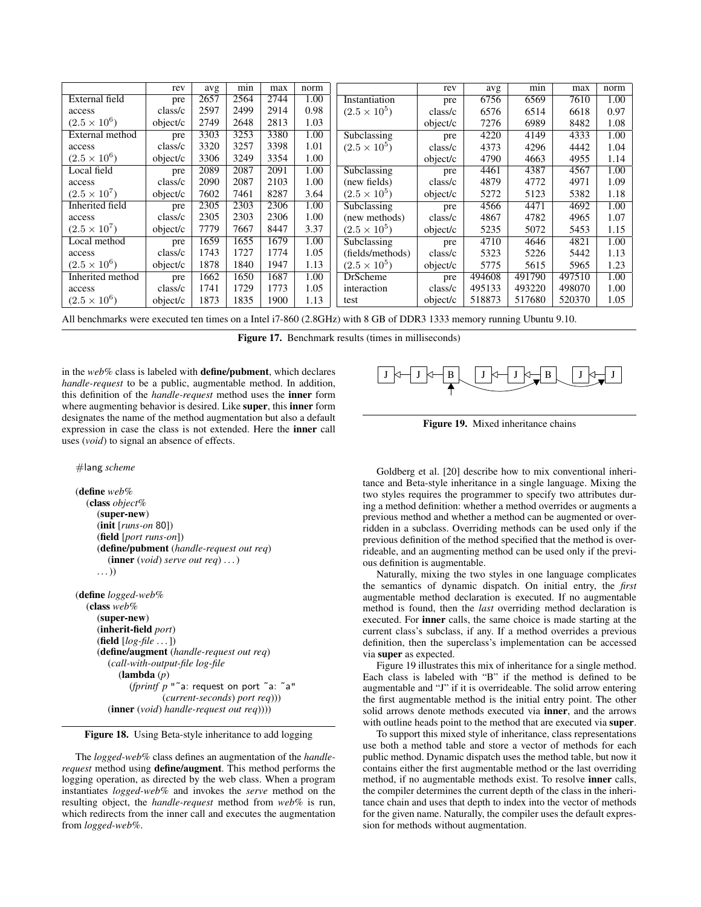|  | rev | avg | min | max | norm |  | rev | avg | min | max | norm |
|---|---|---|---|---|---|---|---|---|---|---|---|
| External field | pre | 2657 | 2564 | 2744 | 1.00 | Instantiation | pre | 6756 | 6569 | 7610 | 1.00 |
| access | class/c | 2597 | 2499 | 2914 | 0.98 | $(2.5 \times 10^5)$ | class/c | 6576 | 6514 | 6618 | 0.97 |
| $(2.5 \times 10^6)$ | object/c | 2749 | 2648 | 2813 | 1.03 |  | object/c | 7276 | 6989 | 8482 | 1.08 |
| External method | pre | 3303 | 3253 | 3380 | 1.00 | Subclassing | pre | 4220 | 4149 | 4333 | 1.00 |
| access | class/c | 3320 | 3257 | 3398 | 1.01 | $(2.5 \times 10^5)$ | class/c | 4373 | 4296 | 4442 | 1.04 |
| $(2.5 \times 10^6)$ | object/c | 3306 | 3249 | 3354 | 1.00 |  | object/c | 4790 | 4663 | 4955 | 1.14 |
| Local field | pre | 2089 | 2087 | 2091 | 1.00 | Subclassing | pre | 4461 | 4387 | 4567 | 1.00 |
| access | class/c | 2090 | 2087 | 2103 | 1.00 | (new fields) | class/c | 4879 | 4772 | 4971 | 1.09 |
| $(2.5 \times 10^7)$ | object/c | 7602 | 7461 | 8287 | 3.64 | $(2.5 \times 10^5)$ | object/c | 5272 | 5123 | 5382 | 1.18 |
| Inherited field | pre | 2305 | 2303 | 2306 | 1.00 | Subclassing | pre | 4566 | 4471 | 4692 | 1.00 |
| access | class/c | 2305 | 2303 | 2306 | 1.00 | (new methods) | class/c | 4867 | 4782 | 4965 | 1.07 |
| $(2.5 \times 10^7)$ | object/c | 7779 | 7667 | 8447 | 3.37 | $(2.5 \times 10^5)$ | object/c | 5235 | 5072 | 5453 | 1.15 |
| Local method | pre | 1659 | 1655 | 1679 | 1.00 | Subclassing | pre | 4710 | 4646 | 4821 | 1.00 |
| access | class/c | 1743 | 1727 | 1774 | 1.05 | (fields/methods) | class/c | 5323 | 5226 | 5442 | 1.13 |
| $(2.5 \times 10^6)$ | object/c | 1878 | 1840 | 1947 | 1.13 | $(2.5 \times 10^5)$ | object/c | 5775 | 5615 | 5965 | 1.23 |
| Inherited method | pre | 1662 | 1650 | 1687 | 1.00 | DrScheme | pre | 494608 | 491790 | 497510 | 1.00 |
| access | class/c | 1741 | 1729 | 1773 | 1.05 | interaction | class/c | 495133 | 493220 | 498070 | 1.00 |
| $(2.5 \times 10^6)$ | object/c | 1873 | 1835 | 1900 | 1.13 | test | object/c | 518873 | 517680 | 520370 | 1.05 |

All benchmarks were executed ten times on a Intel i7-860 (2.8GHz) with 8 GB of DDR3 1333 memory running Ubuntu 9.10.

**Figure 17.** Benchmark results (times in milliseconds)

in the *web%* class is labeled with **define/pubment**, which declares *handle-request* to be a public, augmentable method. In addition, this definition of the *handle-request* method uses the **inner** form where augmenting behavior is desired. Like **super**, this **inner** form designates the name of the method augmentation but also a default expression in case the class is not extended. Here the **inner** call uses (*void*) to signal an absence of effects.

```
#lang scheme

(define web%
  (class object%
    (super-new)
    (init [runs-on 80])
    (field [port runs-on])
    (define/pubment (handle-request out req)
      (inner (void) serve out req) ...)
    ...))

(define logged-web%
  (class web%
    (super-new)
    (inherit-field port)
    (field [log-file ...])
    (define/augment (handle-request out req)
      (call-with-output-file log-file
        (lambda (p)
          (fprintf p "~a: request on port ~a: ~a"
                   (current-seconds) port req)))
      (inner (void) handle-request out req))))
```

**Figure 18.** Using Beta-style inheritance to add logging

The *logged-web%* class defines an augmentation of the *handle-request* method using **define/augment**. This method performs the logging operation, as directed by the web class. When a program instantiates *logged-web%* and invokes the *serve* method on the resulting object, the *handle-request* method from *web%* is run, which redirects from the inner call and executes the augmentation from *logged-web%*.

**Figure 19.** Mixed inheritance chains

Goldberg et al. [20] describe how to mix conventional inheritance and Beta-style inheritance in a single language. Mixing the two styles requires the programmer to specify two attributes during a method definition: whether a method overrides or augments a previous method and whether a method can be augmented or overridden in a subclass. Overriding methods can be used only if the previous definition of the method specified that the method is overrideable, and an augmenting method can be used only if the previous definition is augmentable.

Naturally, mixing the two styles in one language complicates the semantics of dynamic dispatch. On initial entry, the *first* augmentable method declaration is executed. If no augmentable method is found, then the *last* overriding method declaration is executed. For **inner** calls, the same choice is made starting at the current class's subclass, if any. If a method overrides a previous definition, then the superclass's implementation can be accessed via **super** as expected.

Figure 19 illustrates this mix of inheritance for a single method. Each class is labeled with "B" if the method is defined to be augmentable and "J" if it is overrideable. The solid arrow entering the first augmentable method is the initial entry point. The other solid arrows denote methods executed via **inner**, and the arrows with outline heads point to the method that are executed via **super**.

To support this mixed style of inheritance, class representations use both a method table and store a vector of methods for each public method. Dynamic dispatch uses the method table, but now it contains either the first augmentable method or the last overriding method, if no augmentable methods exist. To resolve **inner** calls, the compiler determines the current depth of the class in the inheritance chain and uses that depth to index into the vector of methods for the given name. Naturally, the compiler uses the default expression for methods without augmentation.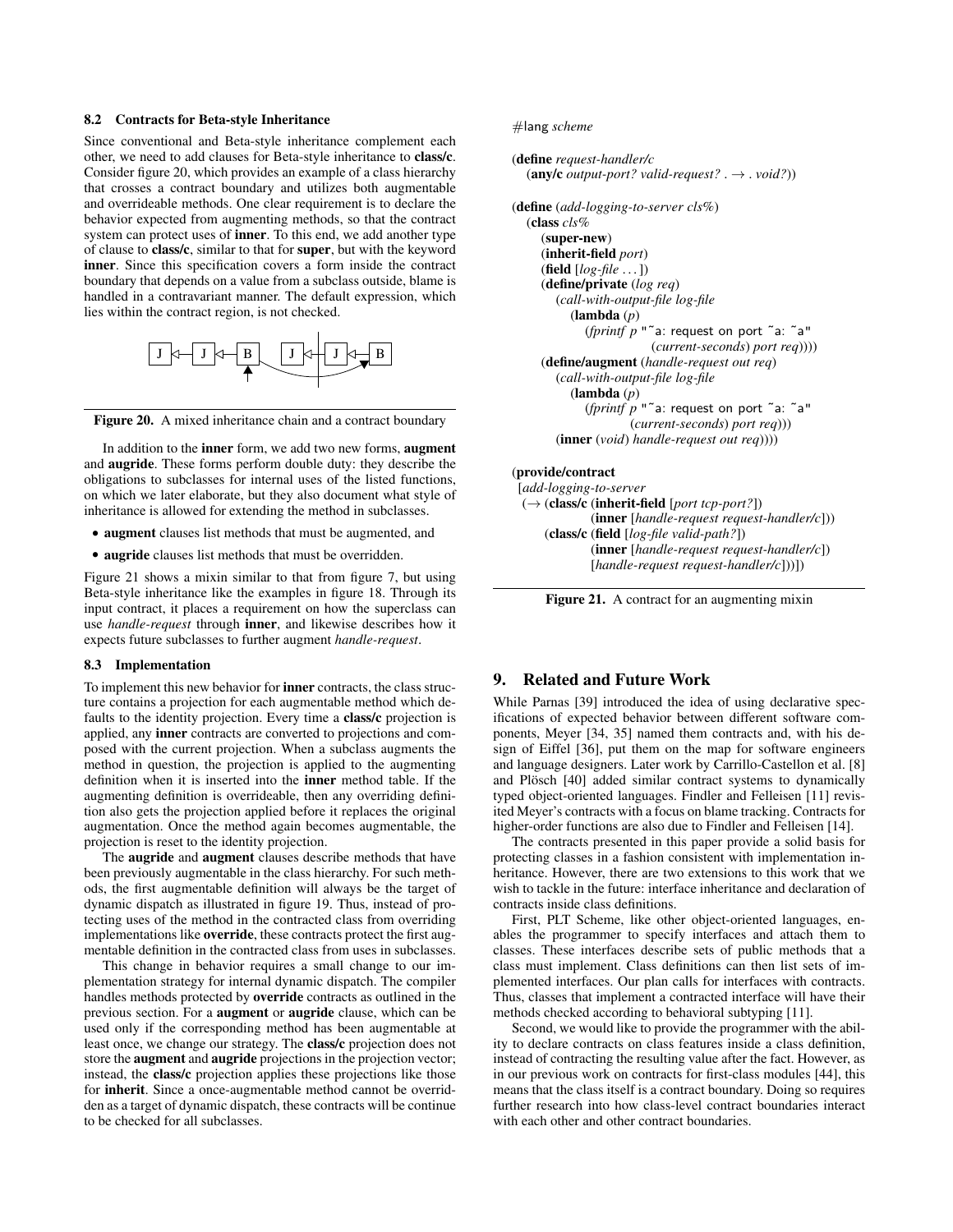### 8.2 Contracts for Beta-style Inheritance

Since conventional and Beta-style inheritance complement each other, we need to add clauses for Beta-style inheritance to **class/c**. Consider figure 20, which provides an example of a class hierarchy that crosses a contract boundary and utilizes both augmentable and overrideable methods. One clear requirement is to declare the behavior expected from augmenting methods, so that the contract system can protect uses of **inner**. To this end, we add another type of clause to **class/c**, similar to that for **super**, but with the keyword **inner**. Since this specification covers a form inside the contract boundary that depends on a value from a subclass outside, blame is handled in a contravariant manner. The default expression, which lies within the contract region, is not checked.

Figure 20. A mixed inheritance chain and a contract boundary

In addition to the **inner** form, we add two new forms, **augment** and **augride**. These forms perform double duty: they describe the obligations to subclasses for internal uses of the listed functions, on which we later elaborate, but they also document what style of inheritance is allowed for extending the method in subclasses.

- **augment** clauses list methods that must be augmented, and
- **augride** clauses list methods that must be overridden.

Figure 21 shows a mixin similar to that from figure 7, but using Beta-style inheritance like the examples in figure 18. Through its input contract, it places a requirement on how the superclass can use *handle-request* through **inner**, and likewise describes how it expects future subclasses to further augment *handle-request*.

```
#lang scheme

(define request-handler/c
  (any/c output-port? valid-request? . → . void?))

(define (add-logging-to-server cls%)
  (class cls%
    (super-new)
    (inherit-field port)
    (field [log-file ...])
    (define/private (log req)
      (call-with-output-file log-file
        (lambda (p)
          (fprintf p "~a: request on port ~a: ~a"
                   (current-seconds) port req))))
    (define/augment (handle-request out req)
      (call-with-output-file log-file
        (lambda (p)
          (fprintf p "~a: request on port ~a: ~a"
                   (current-seconds) port req)))
      (inner (void) handle-request out req))))

(provide/contract
 [add-logging-to-server
  (→ (class/c (inherit-field [port tcp-port?])
              (inner [handle-request request-handler/c]))
     (class/c (field [log-file valid-path?])
              (inner [handle-request request-handler/c])
              [handle-request request-handler/c]))])
```

Figure 21. A contract for an augmenting mixin

### 8.3 Implementation

To implement this new behavior for **inner** contracts, the class structure contains a projection for each augmentable method which defaults to the identity projection. Every time a **class/c** projection is applied, any **inner** contracts are converted to projections and composed with the current projection. When a subclass augments the method in question, the projection is applied to the augmenting definition when it is inserted into the **inner** method table. If the augmenting definition is overrideable, then any overriding definition also gets the projection applied before it replaces the original augmentation. Once the method again becomes augmentable, the projection is reset to the identity projection.

The **augride** and **augment** clauses describe methods that have been previously augmentable in the class hierarchy. For such methods, the first augmentable definition will always be the target of dynamic dispatch as illustrated in figure 19. Thus, instead of protecting uses of the method in the contracted class from overriding implementations like **override**, these contracts protect the first augmentable definition in the contracted class from uses in subclasses.

This change in behavior requires a small change to our implementation strategy for internal dynamic dispatch. The compiler handles methods protected by **override** contracts as outlined in the previous section. For a **augment** or **augride** clause, which can be used only if the corresponding method has been augmentable at least once, we change our strategy. The **class/c** projection does not store the **augment** and **augride** projections in the projection vector; instead, the **class/c** projection applies these projections like those for **inherit**. Since a once-augmentable method cannot be overridden as a target of dynamic dispatch, these contracts will be continue to be checked for all subclasses.

## 9. Related and Future Work

While Parnas [39] introduced the idea of using declarative specifications of expected behavior between different software components, Meyer [34, 35] named them contracts and, with his design of Eiffel [36], put them on the map for software engineers and language designers. Later work by Carrillo-Castellon et al. [8] and Plösch [40] added similar contract systems to dynamically typed object-oriented languages. Findler and Felleisen [11] revisited Meyer's contracts with a focus on blame tracking. Contracts for higher-order functions are also due to Findler and Felleisen [14].

The contracts presented in this paper provide a solid basis for protecting classes in a fashion consistent with implementation inheritance. However, there are two extensions to this work that we wish to tackle in the future: interface inheritance and declaration of contracts inside class definitions.

First, PLT Scheme, like other object-oriented languages, enables the programmer to specify interfaces and attach them to classes. These interfaces describe sets of public methods that a class must implement. Class definitions can then list sets of implemented interfaces. Our plan calls for interfaces with contracts. Thus, classes that implement a contracted interface will have their methods checked according to behavioral subtyping [11].

Second, we would like to provide the programmer with the ability to declare contracts on class features inside a class definition, instead of contracting the resulting value after the fact. However, as in our previous work on contracts for first-class modules [44], this means that the class itself is a contract boundary. Doing so requires further research into how class-level contract boundaries interact with each other and other contract boundaries.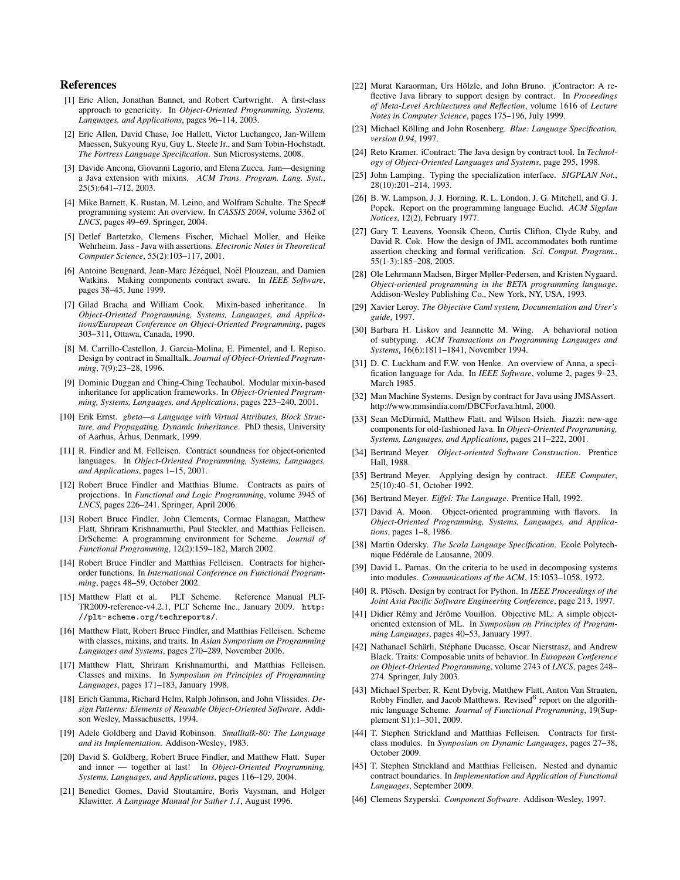## References

[1] Eric Allen, Jonathan Bannet, and Robert Cartwright. A first-class approach to genericity. In *Object-Oriented Programming, Systems, Languages, and Applications*, pages 96–114, 2003.

[2] Eric Allen, David Chase, Joe Hallett, Victor Luchangco, Jan-Willem Maessen, Sukyoung Ryu, Guy L. Steele Jr., and Sam Tobin-Hochstadt. *The Fortress Language Specification*. Sun Microsystems, 2008.

[3] Davide Ancona, Giovanni Lagorio, and Elena Zucca. Jam—designing a Java extension with mixins. *ACM Trans. Program. Lang. Syst.*, 25(5):641–712, 2003.

[4] Mike Barnett, K. Rustan, M. Leino, and Wolfram Schulte. The Spec# programming system: An overview. In *CASSIS 2004*, volume 3362 of *LNCS*, pages 49–69. Springer, 2004.

[5] Detlef Bartetzko, Clemens Fischer, Michael Moller, and Heike Wehrheim. Jass - Java with assertions. *Electronic Notes in Theoretical Computer Science*, 55(2):103–117, 2001.

[6] Antoine Beugnard, Jean-Marc Jézéquel, Noël Plouzeau, and Damien Watkins. Making components contract aware. In *IEEE Software*, pages 38–45, June 1999.

[7] Gilad Bracha and William Cook. Mixin-based inheritance. In *Object-Oriented Programming, Systems, Languages, and Applications/European Conference on Object-Oriented Programming*, pages 303–311, Ottawa, Canada, 1990.

[8] M. Carrillo-Castellon, J. Garcia-Molina, E. Pimentel, and I. Repiso. Design by contract in Smalltalk. *Journal of Object-Oriented Programming*, 7(9):23–28, 1996.

[9] Dominic Duggan and Ching-Ching Techaubol. Modular mixin-based inheritance for application frameworks. In *Object-Oriented Programming, Systems, Languages, and Applications*, pages 223–240, 2001.

[10] Erik Ernst. *gbeta—a Language with Virtual Attributes, Block Structure, and Propagating, Dynamic Inheritance*. PhD thesis, University of Aarhus, Århus, Denmark, 1999.

[11] R. Findler and M. Felleisen. Contract soundness for object-oriented languages. In *Object-Oriented Programming, Systems, Languages, and Applications*, pages 1–15, 2001.

[12] Robert Bruce Findler and Matthias Blume. Contracts as pairs of projections. In *Functional and Logic Programming*, volume 3945 of *LNCS*, pages 226–241. Springer, April 2006.

[13] Robert Bruce Findler, John Clements, Cormac Flanagan, Matthew Flatt, Shriram Krishnamurthi, Paul Steckler, and Matthias Felleisen. DrScheme: A programming environment for Scheme. *Journal of Functional Programming*, 12(2):159–182, March 2002.

[14] Robert Bruce Findler and Matthias Felleisen. Contracts for higher-order functions. In *International Conference on Functional Programming*, pages 48–59, October 2002.

[15] Matthew Flatt et al. PLT Scheme. Reference Manual PLT-TR2009-reference-v4.2.1, PLT Scheme Inc., January 2009. `http://plt-scheme.org/techreports/`.

[16] Matthew Flatt, Robert Bruce Findler, and Matthias Felleisen. Scheme with classes, mixins, and traits. In *Asian Symposium on Programming Languages and Systems*, pages 270–289, November 2006.

[17] Matthew Flatt, Shriram Krishnamurthi, and Matthias Felleisen. Classes and mixins. In *Symposium on Principles of Programming Languages*, pages 171–183, January 1998.

[18] Erich Gamma, Richard Helm, Ralph Johnson, and John Vlissides. *Design Patterns: Elements of Reusable Object-Oriented Software*. Addison Wesley, Massachusetts, 1994.

[19] Adele Goldberg and David Robinson. *Smalltalk-80: The Language and its Implementation*. Addison-Wesley, 1983.

[20] David S. Goldberg, Robert Bruce Findler, and Matthew Flatt. Super and inner — together at last! In *Object-Oriented Programming, Systems, Languages, and Applications*, pages 116–129, 2004.

[21] Benedict Gomes, David Stoutamire, Boris Vaysman, and Holger Klawitter. *A Language Manual for Sather 1.1*, August 1996.

[22] Murat Karaorman, Urs Hölzle, and John Bruno. jContractor: A reflective Java library to support design by contract. In *Proceedings of Meta-Level Architectures and Reflection*, volume 1616 of *Lecture Notes in Computer Science*, pages 175–196, July 1999.

[23] Michael Kölling and John Rosenberg. *Blue: Language Specification, version 0.94*, 1997.

[24] Reto Kramer. iContract: The Java design by contract tool. In *Technology of Object-Oriented Languages and Systems*, page 295, 1998.

[25] John Lamping. Typing the specialization interface. *SIGPLAN Not.*, 28(10):201–214, 1993.

[26] B. W. Lampson, J. J. Horning, R. L. London, J. G. Mitchell, and G. J. Popek. Report on the programming language Euclid. *ACM Sigplan Notices*, 12(2), February 1977.

[27] Gary T. Leavens, Yoonsik Cheon, Curtis Clifton, Clyde Ruby, and David R. Cok. How the design of JML accommodates both runtime assertion checking and formal verification. *Sci. Comput. Program.*, 55(1-3):185–208, 2005.

[28] Ole Lehrmann Madsen, Birger Møller-Pedersen, and Kristen Nygaard. *Object-oriented programming in the BETA programming language*. Addison-Wesley Publishing Co., New York, NY, USA, 1993.

[29] Xavier Leroy. *The Objective Caml system, Documentation and User's guide*, 1997.

[30] Barbara H. Liskov and Jeannette M. Wing. A behavioral notion of subtyping. *ACM Transactions on Programming Languages and Systems*, 16(6):1811–1841, November 1994.

[31] D. C. Luckham and F.W. von Henke. An overview of Anna, a specification language for Ada. In *IEEE Software*, volume 2, pages 9–23, March 1985.

[32] Man Machine Systems. Design by contract for Java using JMSAssert. http://www.mmsindia.com/DBCForJava.html, 2000.

[33] Sean McDirmid, Matthew Flatt, and Wilson Hsieh. Jiazzi: new-age components for old-fashioned Java. In *Object-Oriented Programming, Systems, Languages, and Applications*, pages 211–222, 2001.

[34] Bertrand Meyer. *Object-oriented Software Construction*. Prentice Hall, 1988.

[35] Bertrand Meyer. Applying design by contract. *IEEE Computer*, 25(10):40–51, October 1992.

[36] Bertrand Meyer. *Eiffel: The Language*. Prentice Hall, 1992.

[37] David A. Moon. Object-oriented programming with flavors. In *Object-Oriented Programming, Systems, Languages, and Applications*, pages 1–8, 1986.

[38] Martin Odersky. *The Scala Language Specification*. Ecole Polytechnique Fédérale de Lausanne, 2009.

[39] David L. Parnas. On the criteria to be used in decomposing systems into modules. *Communications of the ACM*, 15:1053–1058, 1972.

[40] R. Plösch. Design by contract for Python. In *IEEE Proceedings of the Joint Asia Pacific Software Engineering Conference*, page 213, 1997.

[41] Didier Rémy and Jérôme Vouillon. Objective ML: A simple object-oriented extension of ML. In *Symposium on Principles of Programming Languages*, pages 40–53, January 1997.

[42] Nathanael Schärli, Stéphane Ducasse, Oscar Nierstrasz, and Andrew Black. Traits: Composable units of behavior. In *European Conference on Object-Oriented Programming*, volume 2743 of *LNCS*, pages 248–274. Springer, July 2003.

[43] Michael Sperber, R. Kent Dybvig, Matthew Flatt, Anton Van Straaten, Robby Findler, and Jacob Matthews. Revised$^6$ report on the algorithmic language Scheme. *Journal of Functional Programming*, 19(Supplement S1):1–301, 2009.

[44] T. Stephen Strickland and Matthias Felleisen. Contracts for first-class modules. In *Symposium on Dynamic Languages*, pages 27–38, October 2009.

[45] T. Stephen Strickland and Matthias Felleisen. Nested and dynamic contract boundaries. In *Implementation and Application of Functional Languages*, September 2009.

[46] Clemens Szyperski. *Component Software*. Addison-Wesley, 1997.